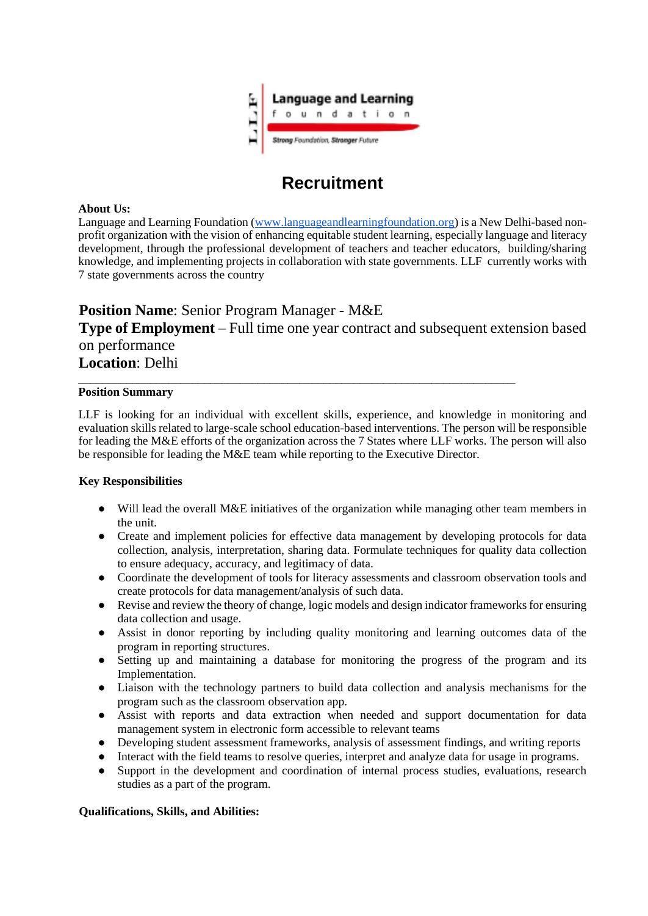# Recruitment

**About Us:**
Language and Learning Foundation ([www.languageandlearningfoundation.org](http://www.languageandlearningfoundation.org)) is a New Delhi-based non-profit organization with the vision of enhancing equitable student learning, especially language and literacy development, through the professional development of teachers and teacher educators, building/sharing knowledge, and implementing projects in collaboration with state governments. LLF currently works with 7 state governments across the country

**Position Name**: Senior Program Manager - M&E
**Type of Employment** – Full time one year contract and subsequent extension based on performance
**Location**: Delhi

---

**Position Summary**

LLF is looking for an individual with excellent skills, experience, and knowledge in monitoring and evaluation skills related to large-scale school education-based interventions. The person will be responsible for leading the M&E efforts of the organization across the 7 States where LLF works. The person will also be responsible for leading the M&E team while reporting to the Executive Director.

**Key Responsibilities**

- Will lead the overall M&E initiatives of the organization while managing other team members in the unit.
- Create and implement policies for effective data management by developing protocols for data collection, analysis, interpretation, sharing data. Formulate techniques for quality data collection to ensure adequacy, accuracy, and legitimacy of data.
- Coordinate the development of tools for literacy assessments and classroom observation tools and create protocols for data management/analysis of such data.
- Revise and review the theory of change, logic models and design indicator frameworks for ensuring data collection and usage.
- Assist in donor reporting by including quality monitoring and learning outcomes data of the program in reporting structures.
- Setting up and maintaining a database for monitoring the progress of the program and its Implementation.
- Liaison with the technology partners to build data collection and analysis mechanisms for the program such as the classroom observation app.
- Assist with reports and data extraction when needed and support documentation for data management system in electronic form accessible to relevant teams
- Developing student assessment frameworks, analysis of assessment findings, and writing reports
- Interact with the field teams to resolve queries, interpret and analyze data for usage in programs.
- Support in the development and coordination of internal process studies, evaluations, research studies as a part of the program.

**Qualifications, Skills, and Abilities:**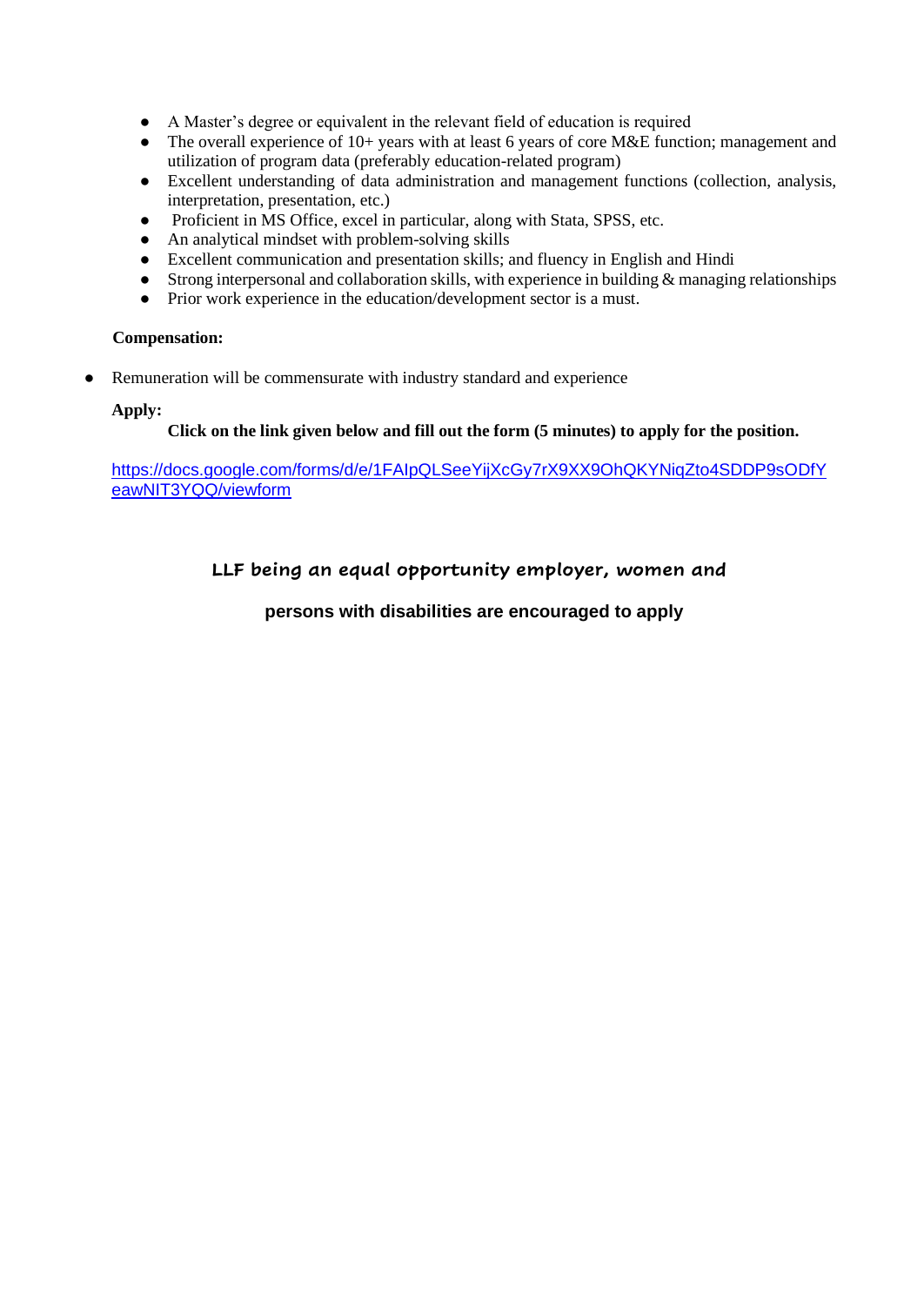- A Master's degree or equivalent in the relevant field of education is required
- The overall experience of 10+ years with at least 6 years of core M&E function; management and utilization of program data (preferably education-related program)
- Excellent understanding of data administration and management functions (collection, analysis, interpretation, presentation, etc.)
- Proficient in MS Office, excel in particular, along with Stata, SPSS, etc.
- An analytical mindset with problem-solving skills
- Excellent communication and presentation skills; and fluency in English and Hindi
- Strong interpersonal and collaboration skills, with experience in building & managing relationships
- Prior work experience in the education/development sector is a must.

**Compensation:**

- Remuneration will be commensurate with industry standard and experience

**Apply:**

**Click on the link given below and fill out the form (5 minutes) to apply for the position.**

https://docs.google.com/forms/d/e/1FAIpQLSeeYijXcGy7rX9XX9OhQKYNiqZto4SDDP9sODfYeawNIT3YQQ/viewform

**LLF being an equal opportunity employer, women and**

**persons with disabilities are encouraged to apply**